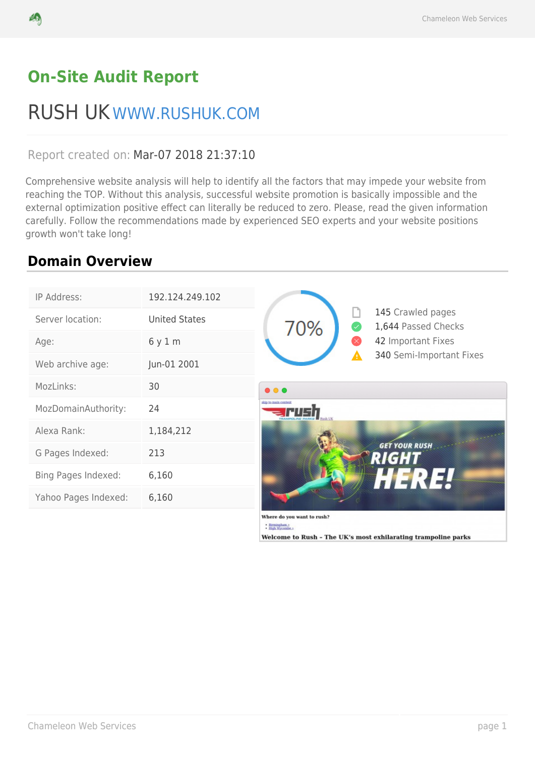# On-Site Audit Report

## RUSH UK WWW.RUSHUK.COM

Report created on: Mar-07 2018 21:37:10

Comprehensive website analysis will help to identify all the factors that may impede your website from reaching the TOP. Without this analysis, successful website promotion is basically impossible and the external optimization positive effect can literally be reduced to zero. Please, read the given information carefully. Follow the recommendations made by experienced SEO experts and your website positions growth won't take long!

## Domain Overview

| | |
|---|---|
| IP Address: | 192.124.249.102 |
| Server location: | United States |
| Age: | 6 y 1 m |
| Web archive age: | Jun-01 2001 |
| MozLinks: | 30 |
| MozDomainAuthority: | 24 |
| Alexa Rank: | 1,184,212 |
| G Pages Indexed: | 213 |
| Bing Pages Indexed: | 6,160 |
| Yahoo Pages Indexed: | 6,160 |

70%

- 145 Crawled pages
- 1,644 Passed Checks
- 42 Important Fixes
- 340 Semi-Important Fixes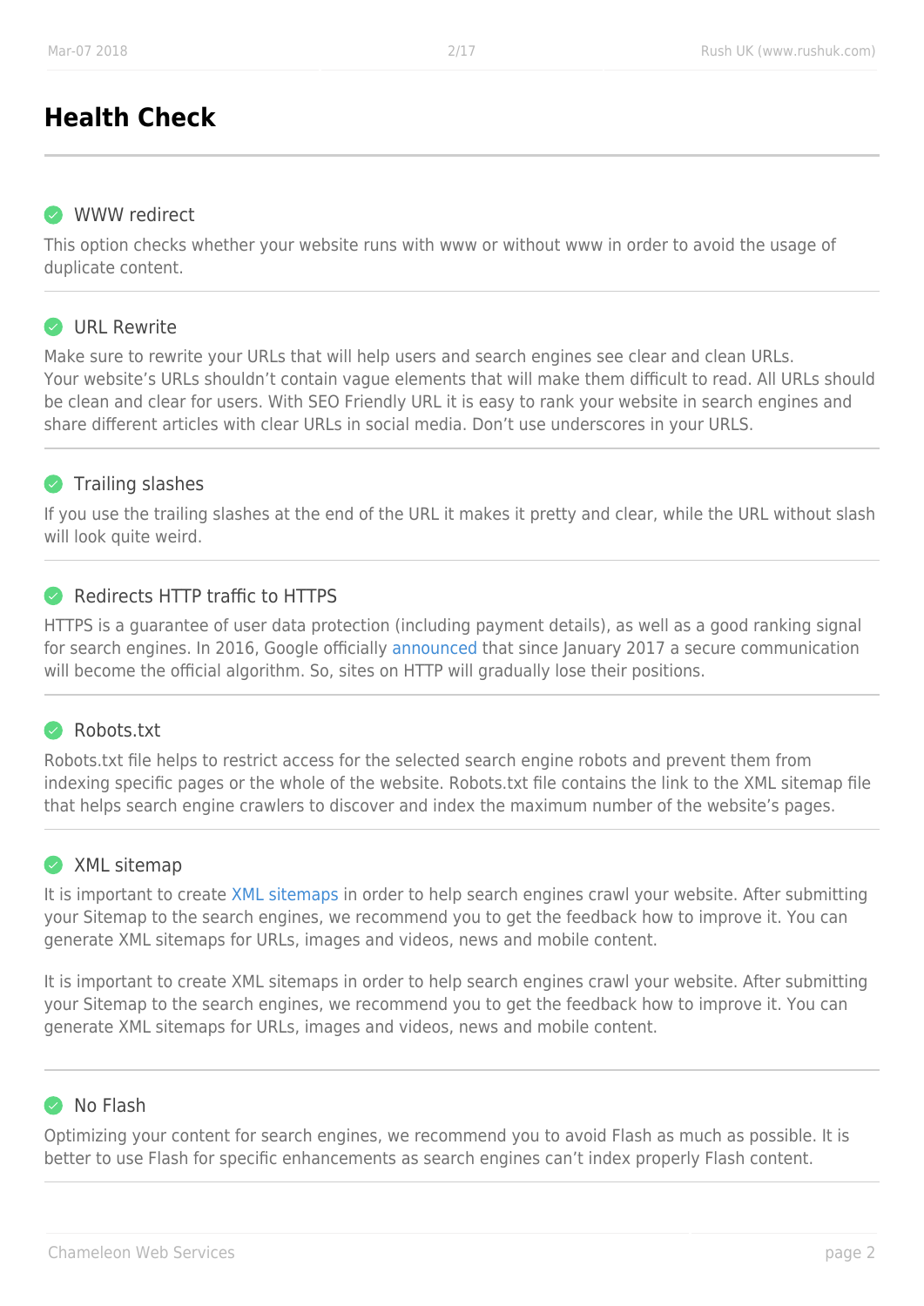# Health Check

## ✓ WWW redirect

This option checks whether your website runs with www or without www in order to avoid the usage of duplicate content.

## ✓ URL Rewrite

Make sure to rewrite your URLs that will help users and search engines see clear and clean URLs. Your website's URLs shouldn't contain vague elements that will make them difficult to read. All URLs should be clean and clear for users. With SEO Friendly URL it is easy to rank your website in search engines and share different articles with clear URLs in social media. Don't use underscores in your URLS.

## ✓ Trailing slashes

If you use the trailing slashes at the end of the URL it makes it pretty and clear, while the URL without slash will look quite weird.

## ✓ Redirects HTTP traffic to HTTPS

HTTPS is a guarantee of user data protection (including payment details), as well as a good ranking signal for search engines. In 2016, Google officially announced that since January 2017 a secure communication will become the official algorithm. So, sites on HTTP will gradually lose their positions.

## ✓ Robots.txt

Robots.txt file helps to restrict access for the selected search engine robots and prevent them from indexing specific pages or the whole of the website. Robots.txt file contains the link to the XML sitemap file that helps search engine crawlers to discover and index the maximum number of the website's pages.

## ✓ XML sitemap

It is important to create XML sitemaps in order to help search engines crawl your website. After submitting your Sitemap to the search engines, we recommend you to get the feedback how to improve it. You can generate XML sitemaps for URLs, images and videos, news and mobile content.

It is important to create XML sitemaps in order to help search engines crawl your website. After submitting your Sitemap to the search engines, we recommend you to get the feedback how to improve it. You can generate XML sitemaps for URLs, images and videos, news and mobile content.

## ✓ No Flash

Optimizing your content for search engines, we recommend you to avoid Flash as much as possible. It is better to use Flash for specific enhancements as search engines can't index properly Flash content.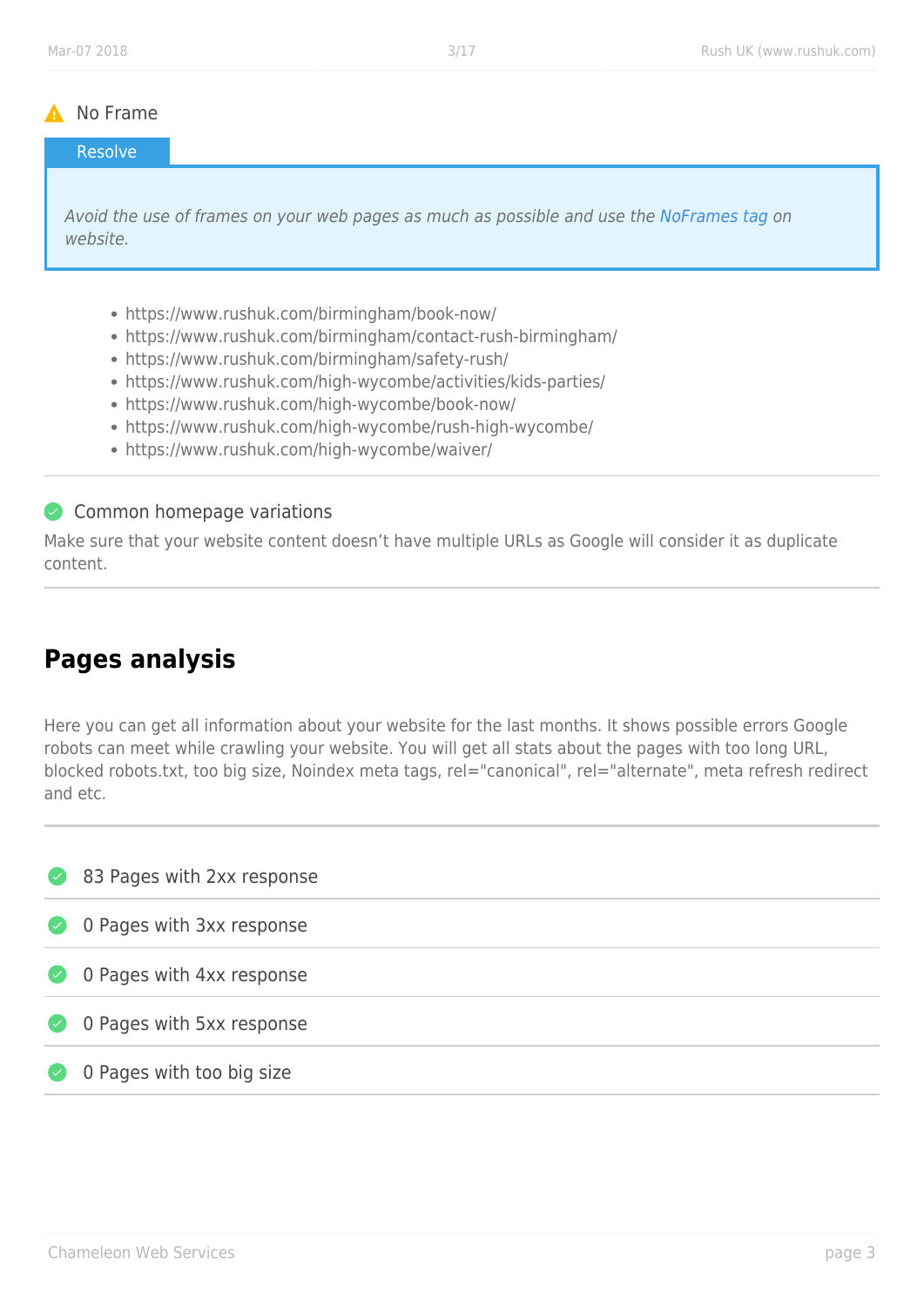### ⚠ No Frame

**Resolve**

> *Avoid the use of frames on your web pages as much as possible and use the NoFrames tag on website.*

- https://www.rushuk.com/birmingham/book-now/
- https://www.rushuk.com/birmingham/contact-rush-birmingham/
- https://www.rushuk.com/birmingham/safety-rush/
- https://www.rushuk.com/high-wycombe/activities/kids-parties/
- https://www.rushuk.com/high-wycombe/book-now/
- https://www.rushuk.com/high-wycombe/rush-high-wycombe/
- https://www.rushuk.com/high-wycombe/waiver/

---

### ✓ Common homepage variations

Make sure that your website content doesn't have multiple URLs as Google will consider it as duplicate content.

---

## Pages analysis

Here you can get all information about your website for the last months. It shows possible errors Google robots can meet while crawling your website. You will get all stats about the pages with too long URL, blocked robots.txt, too big size, Noindex meta tags, rel="canonical", rel="alternate", meta refresh redirect and etc.

---

- ✓ 83 Pages with 2xx response
- ✓ 0 Pages with 3xx response
- ✓ 0 Pages with 4xx response
- ✓ 0 Pages with 5xx response
- ✓ 0 Pages with too big size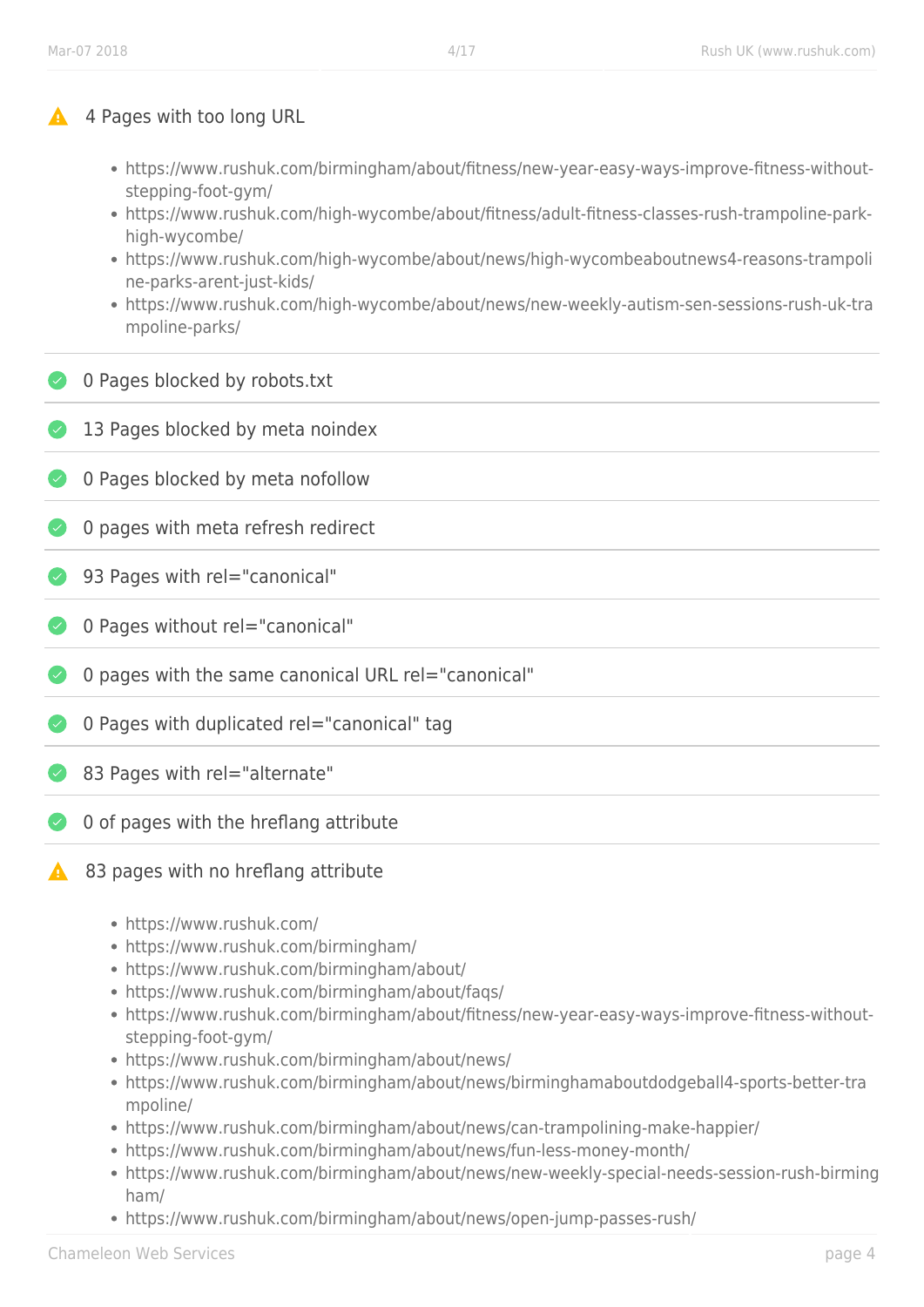⚠ 4 Pages with too long URL

- https://www.rushuk.com/birmingham/about/fitness/new-year-easy-ways-improve-fitness-without-stepping-foot-gym/
- https://www.rushuk.com/high-wycombe/about/fitness/adult-fitness-classes-rush-trampoline-park-high-wycombe/
- https://www.rushuk.com/high-wycombe/about/news/high-wycombeaboutnews4-reasons-trampoline-parks-arent-just-kids/
- https://www.rushuk.com/high-wycombe/about/news/new-weekly-autism-sen-sessions-rush-uk-trampoline-parks/

---

✓ 0 Pages blocked by robots.txt

---

✓ 13 Pages blocked by meta noindex

---

✓ 0 Pages blocked by meta nofollow

---

✓ 0 pages with meta refresh redirect

---

✓ 93 Pages with rel="canonical"

---

✓ 0 Pages without rel="canonical"

---

✓ 0 pages with the same canonical URL rel="canonical"

---

✓ 0 Pages with duplicated rel="canonical" tag

---

✓ 83 Pages with rel="alternate"

---

✓ 0 of pages with the hreflang attribute

---

⚠ 83 pages with no hreflang attribute

- https://www.rushuk.com/
- https://www.rushuk.com/birmingham/
- https://www.rushuk.com/birmingham/about/
- https://www.rushuk.com/birmingham/about/faqs/
- https://www.rushuk.com/birmingham/about/fitness/new-year-easy-ways-improve-fitness-without-stepping-foot-gym/
- https://www.rushuk.com/birmingham/about/news/
- https://www.rushuk.com/birmingham/about/news/birminghamaboutdodgeball4-sports-better-trampoline/
- https://www.rushuk.com/birmingham/about/news/can-trampolining-make-happier/
- https://www.rushuk.com/birmingham/about/news/fun-less-money-month/
- https://www.rushuk.com/birmingham/about/news/new-weekly-special-needs-session-rush-birmingham/
- https://www.rushuk.com/birmingham/about/news/open-jump-passes-rush/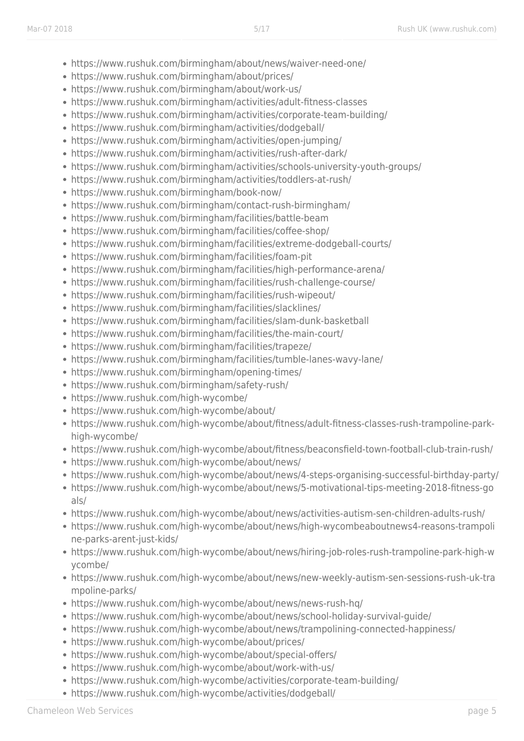- https://www.rushuk.com/birmingham/about/news/waiver-need-one/
- https://www.rushuk.com/birmingham/about/prices/
- https://www.rushuk.com/birmingham/about/work-us/
- https://www.rushuk.com/birmingham/activities/adult-fitness-classes
- https://www.rushuk.com/birmingham/activities/corporate-team-building/
- https://www.rushuk.com/birmingham/activities/dodgeball/
- https://www.rushuk.com/birmingham/activities/open-jumping/
- https://www.rushuk.com/birmingham/activities/rush-after-dark/
- https://www.rushuk.com/birmingham/activities/schools-university-youth-groups/
- https://www.rushuk.com/birmingham/activities/toddlers-at-rush/
- https://www.rushuk.com/birmingham/book-now/
- https://www.rushuk.com/birmingham/contact-rush-birmingham/
- https://www.rushuk.com/birmingham/facilities/battle-beam
- https://www.rushuk.com/birmingham/facilities/coffee-shop/
- https://www.rushuk.com/birmingham/facilities/extreme-dodgeball-courts/
- https://www.rushuk.com/birmingham/facilities/foam-pit
- https://www.rushuk.com/birmingham/facilities/high-performance-arena/
- https://www.rushuk.com/birmingham/facilities/rush-challenge-course/
- https://www.rushuk.com/birmingham/facilities/rush-wipeout/
- https://www.rushuk.com/birmingham/facilities/slacklines/
- https://www.rushuk.com/birmingham/facilities/slam-dunk-basketball
- https://www.rushuk.com/birmingham/facilities/the-main-court/
- https://www.rushuk.com/birmingham/facilities/trapeze/
- https://www.rushuk.com/birmingham/facilities/tumble-lanes-wavy-lane/
- https://www.rushuk.com/birmingham/opening-times/
- https://www.rushuk.com/birmingham/safety-rush/
- https://www.rushuk.com/high-wycombe/
- https://www.rushuk.com/high-wycombe/about/
- https://www.rushuk.com/high-wycombe/about/fitness/adult-fitness-classes-rush-trampoline-park-high-wycombe/
- https://www.rushuk.com/high-wycombe/about/fitness/beaconsfield-town-football-club-train-rush/
- https://www.rushuk.com/high-wycombe/about/news/
- https://www.rushuk.com/high-wycombe/about/news/4-steps-organising-successful-birthday-party/
- https://www.rushuk.com/high-wycombe/about/news/5-motivational-tips-meeting-2018-fitness-goals/
- https://www.rushuk.com/high-wycombe/about/news/activities-autism-sen-children-adults-rush/
- https://www.rushuk.com/high-wycombe/about/news/high-wycombeaboutnews4-reasons-trampoline-parks-arent-just-kids/
- https://www.rushuk.com/high-wycombe/about/news/hiring-job-roles-rush-trampoline-park-high-wycombe/
- https://www.rushuk.com/high-wycombe/about/news/new-weekly-autism-sen-sessions-rush-uk-trampoline-parks/
- https://www.rushuk.com/high-wycombe/about/news/news-rush-hq/
- https://www.rushuk.com/high-wycombe/about/news/school-holiday-survival-guide/
- https://www.rushuk.com/high-wycombe/about/news/trampolining-connected-happiness/
- https://www.rushuk.com/high-wycombe/about/prices/
- https://www.rushuk.com/high-wycombe/about/special-offers/
- https://www.rushuk.com/high-wycombe/about/work-with-us/
- https://www.rushuk.com/high-wycombe/activities/corporate-team-building/
- https://www.rushuk.com/high-wycombe/activities/dodgeball/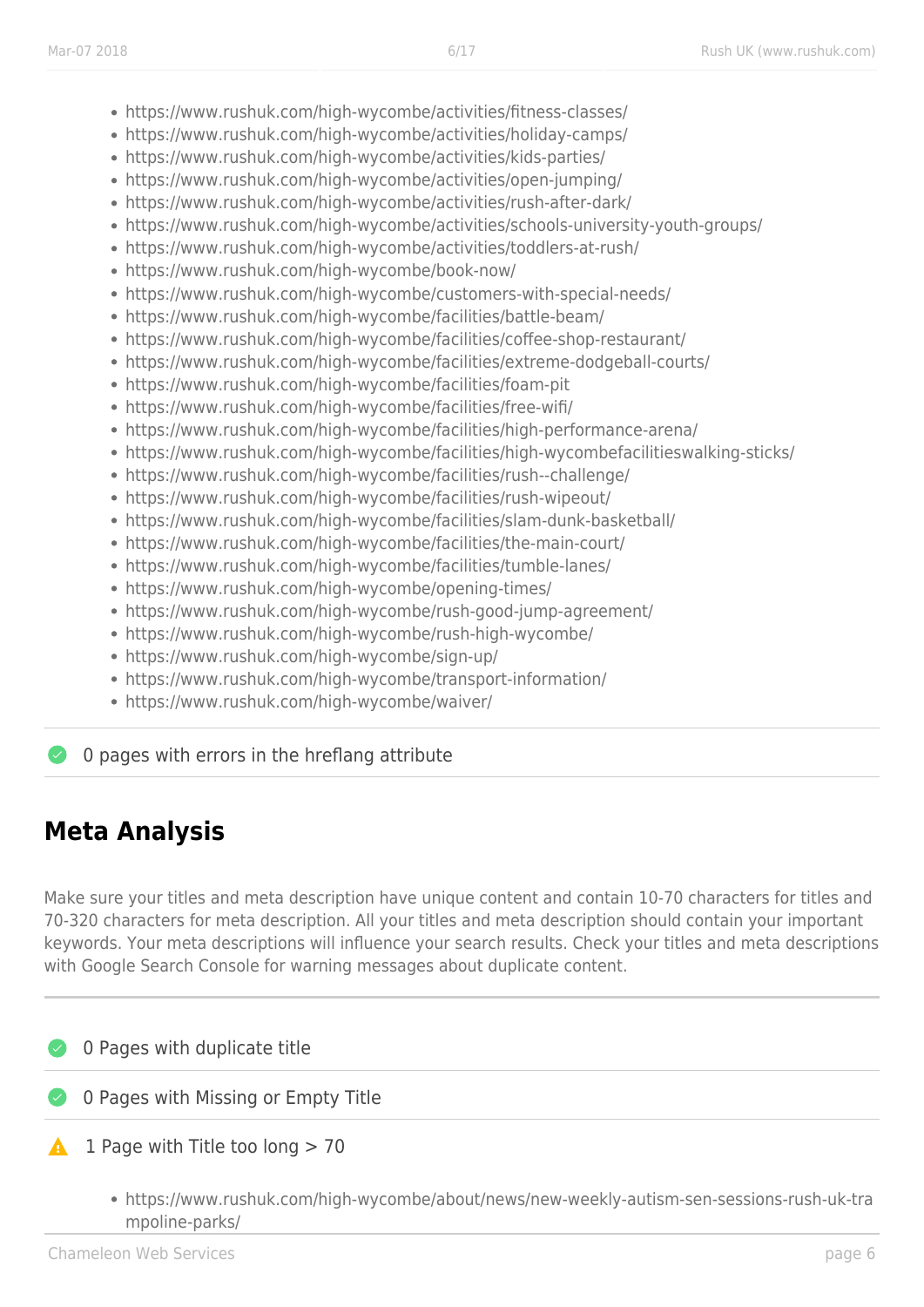- https://www.rushuk.com/high-wycombe/activities/fitness-classes/
- https://www.rushuk.com/high-wycombe/activities/holiday-camps/
- https://www.rushuk.com/high-wycombe/activities/kids-parties/
- https://www.rushuk.com/high-wycombe/activities/open-jumping/
- https://www.rushuk.com/high-wycombe/activities/rush-after-dark/
- https://www.rushuk.com/high-wycombe/activities/schools-university-youth-groups/
- https://www.rushuk.com/high-wycombe/activities/toddlers-at-rush/
- https://www.rushuk.com/high-wycombe/book-now/
- https://www.rushuk.com/high-wycombe/customers-with-special-needs/
- https://www.rushuk.com/high-wycombe/facilities/battle-beam/
- https://www.rushuk.com/high-wycombe/facilities/coffee-shop-restaurant/
- https://www.rushuk.com/high-wycombe/facilities/extreme-dodgeball-courts/
- https://www.rushuk.com/high-wycombe/facilities/foam-pit
- https://www.rushuk.com/high-wycombe/facilities/free-wifi/
- https://www.rushuk.com/high-wycombe/facilities/high-performance-arena/
- https://www.rushuk.com/high-wycombe/facilities/high-wycombefacilitieswalking-sticks/
- https://www.rushuk.com/high-wycombe/facilities/rush--challenge/
- https://www.rushuk.com/high-wycombe/facilities/rush-wipeout/
- https://www.rushuk.com/high-wycombe/facilities/slam-dunk-basketball/
- https://www.rushuk.com/high-wycombe/facilities/the-main-court/
- https://www.rushuk.com/high-wycombe/facilities/tumble-lanes/
- https://www.rushuk.com/high-wycombe/opening-times/
- https://www.rushuk.com/high-wycombe/rush-good-jump-agreement/
- https://www.rushuk.com/high-wycombe/rush-high-wycombe/
- https://www.rushuk.com/high-wycombe/sign-up/
- https://www.rushuk.com/high-wycombe/transport-information/
- https://www.rushuk.com/high-wycombe/waiver/

0 pages with errors in the hreflang attribute

## Meta Analysis

Make sure your titles and meta description have unique content and contain 10-70 characters for titles and 70-320 characters for meta description. All your titles and meta description should contain your important keywords. Your meta descriptions will influence your search results. Check your titles and meta descriptions with Google Search Console for warning messages about duplicate content.

0 Pages with duplicate title

0 Pages with Missing or Empty Title

1 Page with Title too long > 70

- https://www.rushuk.com/high-wycombe/about/news/new-weekly-autism-sen-sessions-rush-uk-trampoline-parks/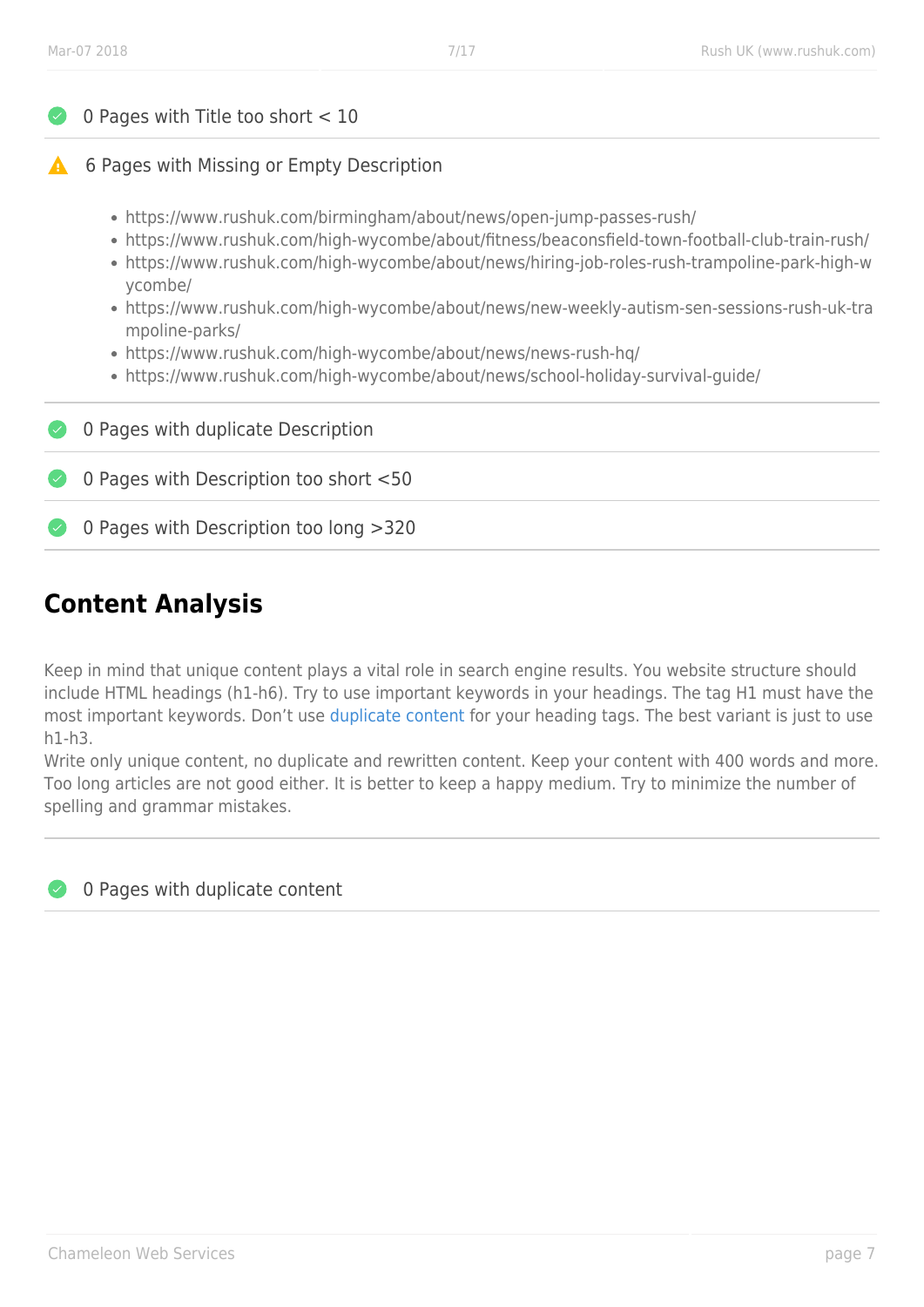- ✅ 0 Pages with Title too short < 10

- ⚠️ 6 Pages with Missing or Empty Description

  - https://www.rushuk.com/birmingham/about/news/open-jump-passes-rush/
  - https://www.rushuk.com/high-wycombe/about/fitness/beaconsfield-town-football-club-train-rush/
  - https://www.rushuk.com/high-wycombe/about/news/hiring-job-roles-rush-trampoline-park-high-wycombe/
  - https://www.rushuk.com/high-wycombe/about/news/new-weekly-autism-sen-sessions-rush-uk-trampoline-parks/
  - https://www.rushuk.com/high-wycombe/about/news/news-rush-hq/
  - https://www.rushuk.com/high-wycombe/about/news/school-holiday-survival-guide/

- ✅ 0 Pages with duplicate Description

- ✅ 0 Pages with Description too short <50

- ✅ 0 Pages with Description too long >320

## Content Analysis

Keep in mind that unique content plays a vital role in search engine results. You website structure should include HTML headings (h1-h6). Try to use important keywords in your headings. The tag H1 must have the most important keywords. Don't use duplicate content for your heading tags. The best variant is just to use h1-h3.
Write only unique content, no duplicate and rewritten content. Keep your content with 400 words and more. Too long articles are not good either. It is better to keep a happy medium. Try to minimize the number of spelling and grammar mistakes.

- ✅ 0 Pages with duplicate content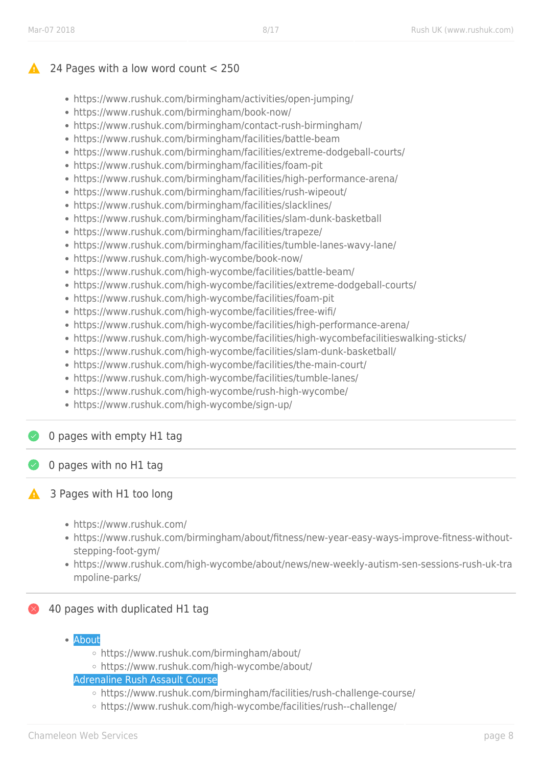### ⚠ 24 Pages with a low word count < 250

- https://www.rushuk.com/birmingham/activities/open-jumping/
- https://www.rushuk.com/birmingham/book-now/
- https://www.rushuk.com/birmingham/contact-rush-birmingham/
- https://www.rushuk.com/birmingham/facilities/battle-beam
- https://www.rushuk.com/birmingham/facilities/extreme-dodgeball-courts/
- https://www.rushuk.com/birmingham/facilities/foam-pit
- https://www.rushuk.com/birmingham/facilities/high-performance-arena/
- https://www.rushuk.com/birmingham/facilities/rush-wipeout/
- https://www.rushuk.com/birmingham/facilities/slacklines/
- https://www.rushuk.com/birmingham/facilities/slam-dunk-basketball
- https://www.rushuk.com/birmingham/facilities/trapeze/
- https://www.rushuk.com/birmingham/facilities/tumble-lanes-wavy-lane/
- https://www.rushuk.com/high-wycombe/book-now/
- https://www.rushuk.com/high-wycombe/facilities/battle-beam/
- https://www.rushuk.com/high-wycombe/facilities/extreme-dodgeball-courts/
- https://www.rushuk.com/high-wycombe/facilities/foam-pit
- https://www.rushuk.com/high-wycombe/facilities/free-wifi/
- https://www.rushuk.com/high-wycombe/facilities/high-performance-arena/
- https://www.rushuk.com/high-wycombe/facilities/high-wycombefacilitieswalking-sticks/
- https://www.rushuk.com/high-wycombe/facilities/slam-dunk-basketball/
- https://www.rushuk.com/high-wycombe/facilities/the-main-court/
- https://www.rushuk.com/high-wycombe/facilities/tumble-lanes/
- https://www.rushuk.com/high-wycombe/rush-high-wycombe/
- https://www.rushuk.com/high-wycombe/sign-up/

---

### ✓ 0 pages with empty H1 tag

---

### ✓ 0 pages with no H1 tag

---

### ⚠ 3 Pages with H1 too long

- https://www.rushuk.com/
- https://www.rushuk.com/birmingham/about/fitness/new-year-easy-ways-improve-fitness-without-stepping-foot-gym/
- https://www.rushuk.com/high-wycombe/about/news/new-weekly-autism-sen-sessions-rush-uk-trampoline-parks/

---

### ✗ 40 pages with duplicated H1 tag

- About
  - https://www.rushuk.com/birmingham/about/
  - https://www.rushuk.com/high-wycombe/about/

  Adrenaline Rush Assault Course
  - https://www.rushuk.com/birmingham/facilities/rush-challenge-course/
  - https://www.rushuk.com/high-wycombe/facilities/rush--challenge/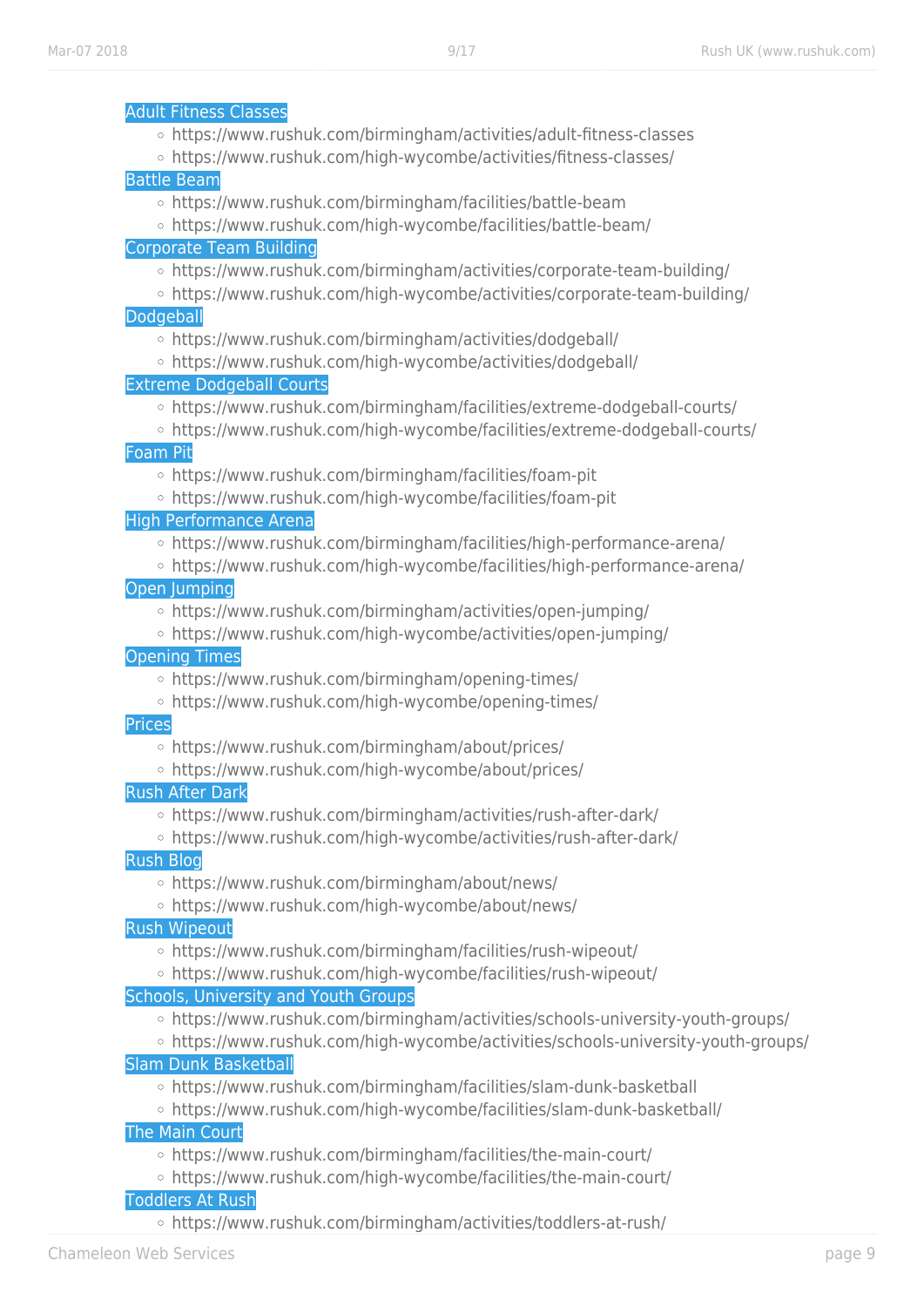- Adult Fitness Classes
  - https://www.rushuk.com/birmingham/activities/adult-fitness-classes
  - https://www.rushuk.com/high-wycombe/activities/fitness-classes/
- Battle Beam
  - https://www.rushuk.com/birmingham/facilities/battle-beam
  - https://www.rushuk.com/high-wycombe/facilities/battle-beam/
- Corporate Team Building
  - https://www.rushuk.com/birmingham/activities/corporate-team-building/
  - https://www.rushuk.com/high-wycombe/activities/corporate-team-building/
- Dodgeball
  - https://www.rushuk.com/birmingham/activities/dodgeball/
  - https://www.rushuk.com/high-wycombe/activities/dodgeball/
- Extreme Dodgeball Courts
  - https://www.rushuk.com/birmingham/facilities/extreme-dodgeball-courts/
  - https://www.rushuk.com/high-wycombe/facilities/extreme-dodgeball-courts/
- Foam Pit
  - https://www.rushuk.com/birmingham/facilities/foam-pit
  - https://www.rushuk.com/high-wycombe/facilities/foam-pit
- High Performance Arena
  - https://www.rushuk.com/birmingham/facilities/high-performance-arena/
  - https://www.rushuk.com/high-wycombe/facilities/high-performance-arena/
- Open Jumping
  - https://www.rushuk.com/birmingham/activities/open-jumping/
  - https://www.rushuk.com/high-wycombe/activities/open-jumping/
- Opening Times
  - https://www.rushuk.com/birmingham/opening-times/
  - https://www.rushuk.com/high-wycombe/opening-times/
- Prices
  - https://www.rushuk.com/birmingham/about/prices/
  - https://www.rushuk.com/high-wycombe/about/prices/
- Rush After Dark
  - https://www.rushuk.com/birmingham/activities/rush-after-dark/
  - https://www.rushuk.com/high-wycombe/activities/rush-after-dark/
- Rush Blog
  - https://www.rushuk.com/birmingham/about/news/
  - https://www.rushuk.com/high-wycombe/about/news/
- Rush Wipeout
  - https://www.rushuk.com/birmingham/facilities/rush-wipeout/
  - https://www.rushuk.com/high-wycombe/facilities/rush-wipeout/
- Schools, University and Youth Groups
  - https://www.rushuk.com/birmingham/activities/schools-university-youth-groups/
  - https://www.rushuk.com/high-wycombe/activities/schools-university-youth-groups/
- Slam Dunk Basketball
  - https://www.rushuk.com/birmingham/facilities/slam-dunk-basketball
  - https://www.rushuk.com/high-wycombe/facilities/slam-dunk-basketball/
- The Main Court
  - https://www.rushuk.com/birmingham/facilities/the-main-court/
  - https://www.rushuk.com/high-wycombe/facilities/the-main-court/
- Toddlers At Rush
  - https://www.rushuk.com/birmingham/activities/toddlers-at-rush/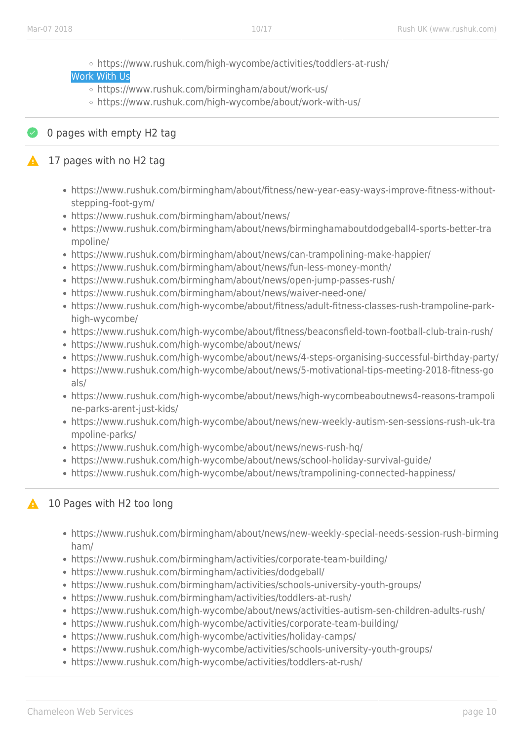- https://www.rushuk.com/high-wycombe/activities/toddlers-at-rush/

Work With Us
  - https://www.rushuk.com/birmingham/about/work-us/
  - https://www.rushuk.com/high-wycombe/about/work-with-us/

## 0 pages with empty H2 tag

## 17 pages with no H2 tag

- https://www.rushuk.com/birmingham/about/fitness/new-year-easy-ways-improve-fitness-without-stepping-foot-gym/
- https://www.rushuk.com/birmingham/about/news/
- https://www.rushuk.com/birmingham/about/news/birminghamaboutdodgeball4-sports-better-trampoline/
- https://www.rushuk.com/birmingham/about/news/can-trampolining-make-happier/
- https://www.rushuk.com/birmingham/about/news/fun-less-money-month/
- https://www.rushuk.com/birmingham/about/news/open-jump-passes-rush/
- https://www.rushuk.com/birmingham/about/news/waiver-need-one/
- https://www.rushuk.com/high-wycombe/about/fitness/adult-fitness-classes-rush-trampoline-park-high-wycombe/
- https://www.rushuk.com/high-wycombe/about/fitness/beaconsfield-town-football-club-train-rush/
- https://www.rushuk.com/high-wycombe/about/news/
- https://www.rushuk.com/high-wycombe/about/news/4-steps-organising-successful-birthday-party/
- https://www.rushuk.com/high-wycombe/about/news/5-motivational-tips-meeting-2018-fitness-goals/
- https://www.rushuk.com/high-wycombe/about/news/high-wycombeaboutnews4-reasons-trampoline-parks-arent-just-kids/
- https://www.rushuk.com/high-wycombe/about/news/new-weekly-autism-sen-sessions-rush-uk-trampoline-parks/
- https://www.rushuk.com/high-wycombe/about/news/news-rush-hq/
- https://www.rushuk.com/high-wycombe/about/news/school-holiday-survival-guide/
- https://www.rushuk.com/high-wycombe/about/news/trampolining-connected-happiness/

## 10 Pages with H2 too long

- https://www.rushuk.com/birmingham/about/news/new-weekly-special-needs-session-rush-birmingham/
- https://www.rushuk.com/birmingham/activities/corporate-team-building/
- https://www.rushuk.com/birmingham/activities/dodgeball/
- https://www.rushuk.com/birmingham/activities/schools-university-youth-groups/
- https://www.rushuk.com/birmingham/activities/toddlers-at-rush/
- https://www.rushuk.com/high-wycombe/about/news/activities-autism-sen-children-adults-rush/
- https://www.rushuk.com/high-wycombe/activities/corporate-team-building/
- https://www.rushuk.com/high-wycombe/activities/holiday-camps/
- https://www.rushuk.com/high-wycombe/activities/schools-university-youth-groups/
- https://www.rushuk.com/high-wycombe/activities/toddlers-at-rush/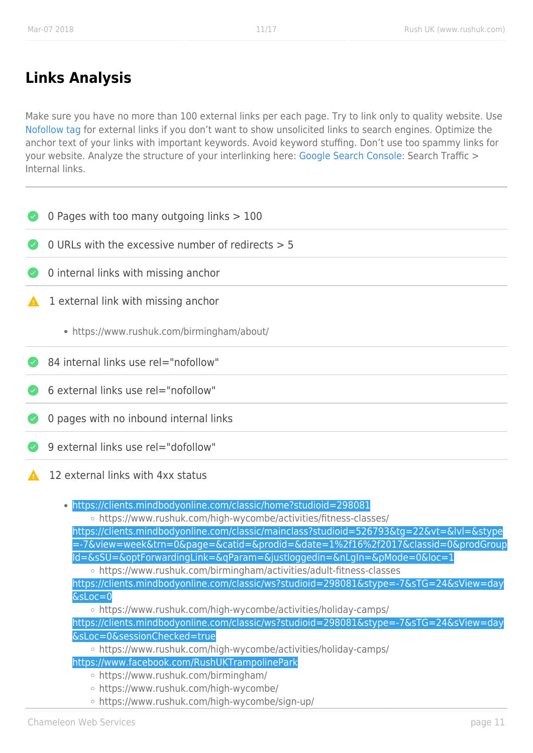# Links Analysis

Make sure you have no more than 100 external links per each page. Try to link only to quality website. Use Nofollow tag for external links if you don't want to show unsolicited links to search engines. Optimize the anchor text of your links with important keywords. Avoid keyword stuffing. Don't use too spammy links for your website. Analyze the structure of your interlinking here: Google Search Console: Search Traffic > Internal links.

---

- 0 Pages with too many outgoing links > 100
- 0 URLs with the excessive number of redirects > 5
- 0 internal links with missing anchor
- 1 external link with missing anchor
  - https://www.rushuk.com/birmingham/about/
- 84 internal links use rel="nofollow"
- 6 external links use rel="nofollow"
- 0 pages with no inbound internal links
- 9 external links use rel="dofollow"
- 12 external links with 4xx status
  - https://clients.mindbodyonline.com/classic/home?studioid=298081
    - https://www.rushuk.com/high-wycombe/activities/fitness-classes/
  - https://clients.mindbodyonline.com/classic/mainclass?studioid=526793&tg=22&vt=&lvl=&stype=-7&view=week&trn=0&page=&catid=&prodid=&date=1%2f16%2f2017&classid=0&prodGroupId=&sSU=&optForwardingLink=&qParam=&justloggedin=&nLgIn=&pMode=0&loc=1
    - https://www.rushuk.com/birmingham/activities/adult-fitness-classes
  - https://clients.mindbodyonline.com/classic/ws?studioid=298081&stype=-7&sTG=24&sView=day&sLoc=0
    - https://www.rushuk.com/high-wycombe/activities/holiday-camps/
  - https://clients.mindbodyonline.com/classic/ws?studioid=298081&stype=-7&sTG=24&sView=day&sLoc=0&sessionChecked=true
    - https://www.rushuk.com/high-wycombe/activities/holiday-camps/
  - https://www.facebook.com/RushUKTrampolinePark
    - https://www.rushuk.com/birmingham/
    - https://www.rushuk.com/high-wycombe/
    - https://www.rushuk.com/high-wycombe/sign-up/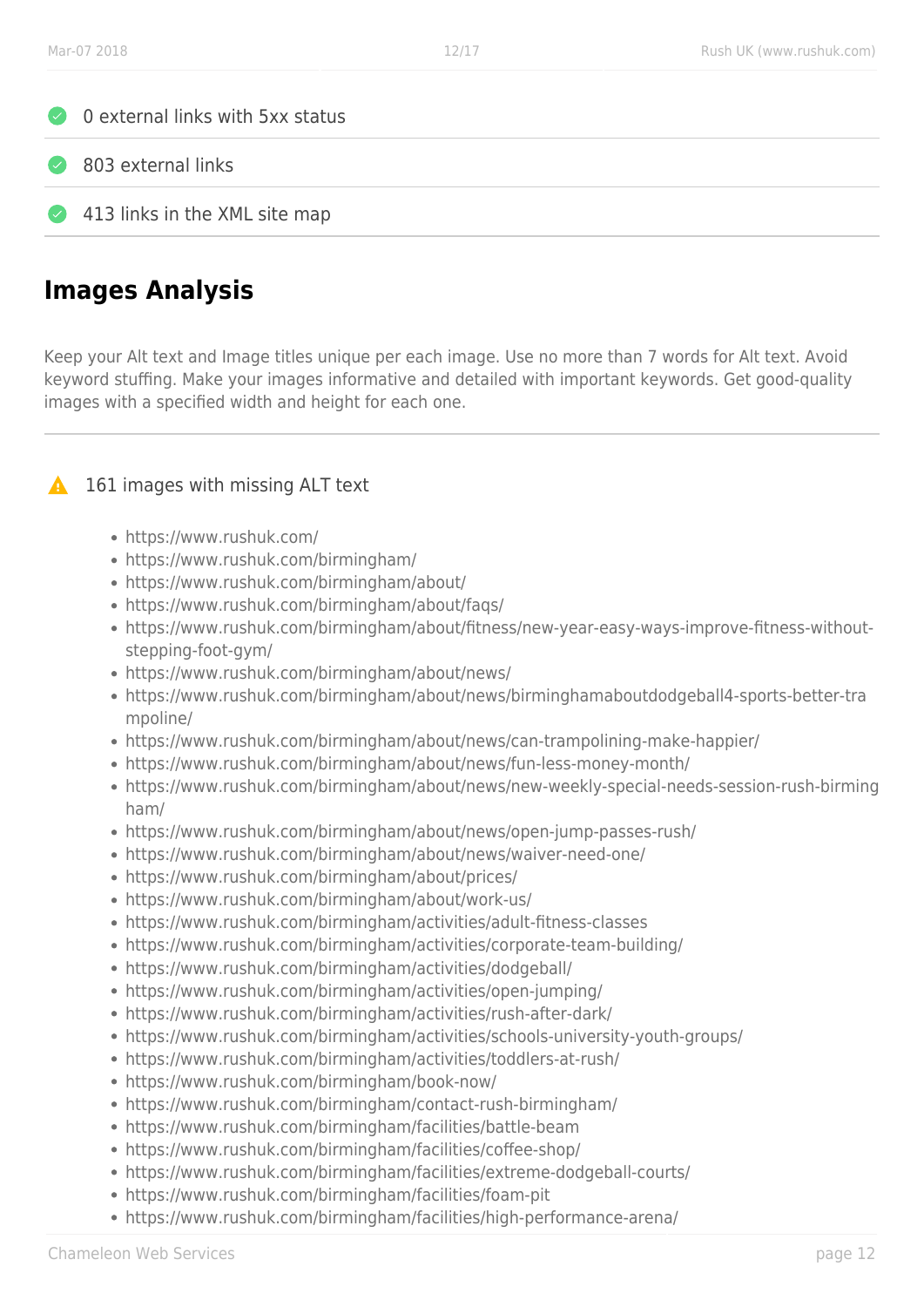- 0 external links with 5xx status
- 803 external links
- 413 links in the XML site map

## Images Analysis

Keep your Alt text and Image titles unique per each image. Use no more than 7 words for Alt text. Avoid keyword stuffing. Make your images informative and detailed with important keywords. Get good-quality images with a specified width and height for each one.

⚠ 161 images with missing ALT text

- https://www.rushuk.com/
- https://www.rushuk.com/birmingham/
- https://www.rushuk.com/birmingham/about/
- https://www.rushuk.com/birmingham/about/faqs/
- https://www.rushuk.com/birmingham/about/fitness/new-year-easy-ways-improve-fitness-without-stepping-foot-gym/
- https://www.rushuk.com/birmingham/about/news/
- https://www.rushuk.com/birmingham/about/news/birminghamaboutdodgeball4-sports-better-trampoline/
- https://www.rushuk.com/birmingham/about/news/can-trampolining-make-happier/
- https://www.rushuk.com/birmingham/about/news/fun-less-money-month/
- https://www.rushuk.com/birmingham/about/news/new-weekly-special-needs-session-rush-birmingham/
- https://www.rushuk.com/birmingham/about/news/open-jump-passes-rush/
- https://www.rushuk.com/birmingham/about/news/waiver-need-one/
- https://www.rushuk.com/birmingham/about/prices/
- https://www.rushuk.com/birmingham/about/work-us/
- https://www.rushuk.com/birmingham/activities/adult-fitness-classes
- https://www.rushuk.com/birmingham/activities/corporate-team-building/
- https://www.rushuk.com/birmingham/activities/dodgeball/
- https://www.rushuk.com/birmingham/activities/open-jumping/
- https://www.rushuk.com/birmingham/activities/rush-after-dark/
- https://www.rushuk.com/birmingham/activities/schools-university-youth-groups/
- https://www.rushuk.com/birmingham/activities/toddlers-at-rush/
- https://www.rushuk.com/birmingham/book-now/
- https://www.rushuk.com/birmingham/contact-rush-birmingham/
- https://www.rushuk.com/birmingham/facilities/battle-beam
- https://www.rushuk.com/birmingham/facilities/coffee-shop/
- https://www.rushuk.com/birmingham/facilities/extreme-dodgeball-courts/
- https://www.rushuk.com/birmingham/facilities/foam-pit
- https://www.rushuk.com/birmingham/facilities/high-performance-arena/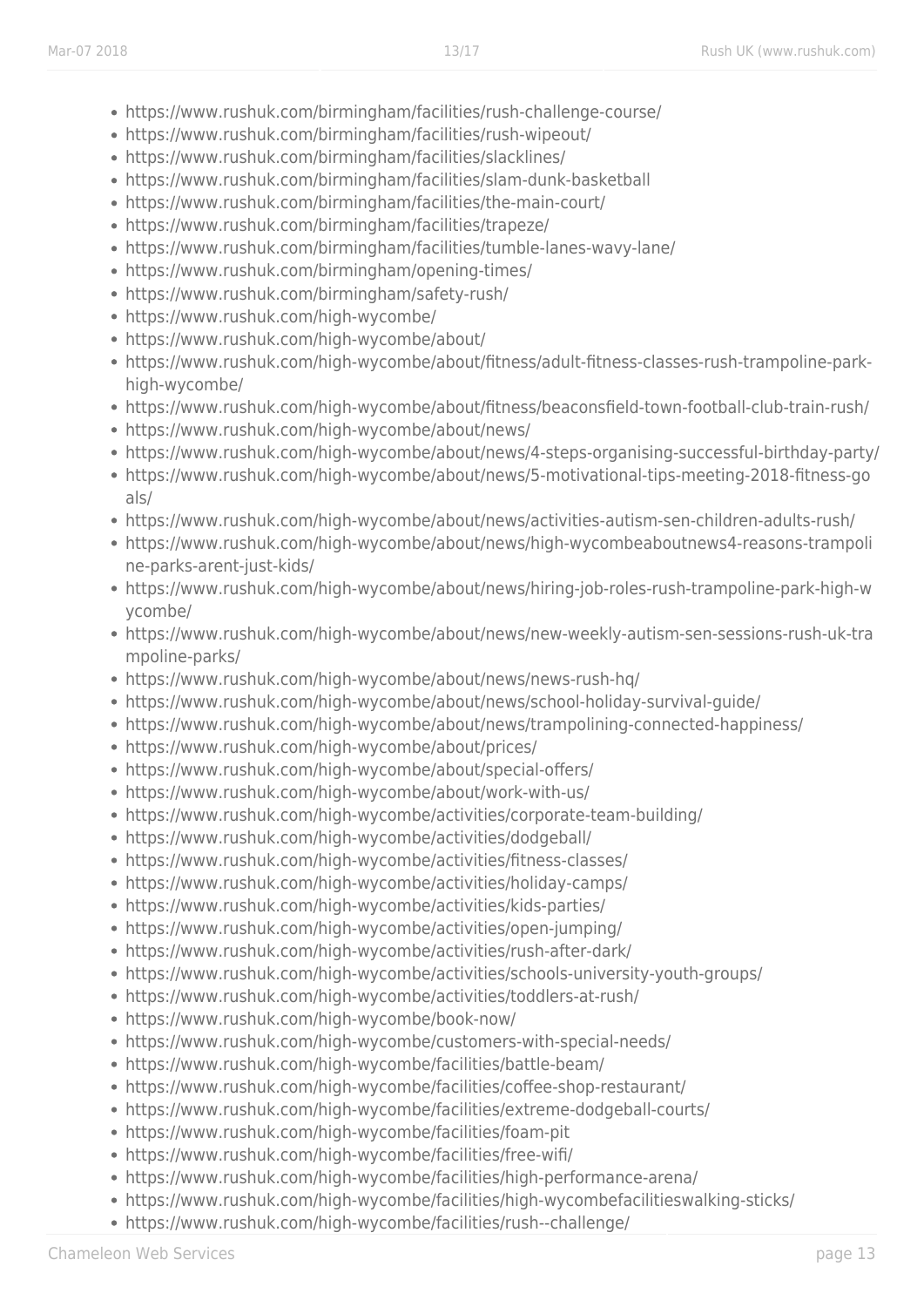- https://www.rushuk.com/birmingham/facilities/rush-challenge-course/
- https://www.rushuk.com/birmingham/facilities/rush-wipeout/
- https://www.rushuk.com/birmingham/facilities/slacklines/
- https://www.rushuk.com/birmingham/facilities/slam-dunk-basketball
- https://www.rushuk.com/birmingham/facilities/the-main-court/
- https://www.rushuk.com/birmingham/facilities/trapeze/
- https://www.rushuk.com/birmingham/facilities/tumble-lanes-wavy-lane/
- https://www.rushuk.com/birmingham/opening-times/
- https://www.rushuk.com/birmingham/safety-rush/
- https://www.rushuk.com/high-wycombe/
- https://www.rushuk.com/high-wycombe/about/
- https://www.rushuk.com/high-wycombe/about/fitness/adult-fitness-classes-rush-trampoline-park-high-wycombe/
- https://www.rushuk.com/high-wycombe/about/fitness/beaconsfield-town-football-club-train-rush/
- https://www.rushuk.com/high-wycombe/about/news/
- https://www.rushuk.com/high-wycombe/about/news/4-steps-organising-successful-birthday-party/
- https://www.rushuk.com/high-wycombe/about/news/5-motivational-tips-meeting-2018-fitness-goals/
- https://www.rushuk.com/high-wycombe/about/news/activities-autism-sen-children-adults-rush/
- https://www.rushuk.com/high-wycombe/about/news/high-wycombeaboutnews4-reasons-trampoline-parks-arent-just-kids/
- https://www.rushuk.com/high-wycombe/about/news/hiring-job-roles-rush-trampoline-park-high-wycombe/
- https://www.rushuk.com/high-wycombe/about/news/new-weekly-autism-sen-sessions-rush-uk-trampoline-parks/
- https://www.rushuk.com/high-wycombe/about/news/news-rush-hq/
- https://www.rushuk.com/high-wycombe/about/news/school-holiday-survival-guide/
- https://www.rushuk.com/high-wycombe/about/news/trampolining-connected-happiness/
- https://www.rushuk.com/high-wycombe/about/prices/
- https://www.rushuk.com/high-wycombe/about/special-offers/
- https://www.rushuk.com/high-wycombe/about/work-with-us/
- https://www.rushuk.com/high-wycombe/activities/corporate-team-building/
- https://www.rushuk.com/high-wycombe/activities/dodgeball/
- https://www.rushuk.com/high-wycombe/activities/fitness-classes/
- https://www.rushuk.com/high-wycombe/activities/holiday-camps/
- https://www.rushuk.com/high-wycombe/activities/kids-parties/
- https://www.rushuk.com/high-wycombe/activities/open-jumping/
- https://www.rushuk.com/high-wycombe/activities/rush-after-dark/
- https://www.rushuk.com/high-wycombe/activities/schools-university-youth-groups/
- https://www.rushuk.com/high-wycombe/activities/toddlers-at-rush/
- https://www.rushuk.com/high-wycombe/book-now/
- https://www.rushuk.com/high-wycombe/customers-with-special-needs/
- https://www.rushuk.com/high-wycombe/facilities/battle-beam/
- https://www.rushuk.com/high-wycombe/facilities/coffee-shop-restaurant/
- https://www.rushuk.com/high-wycombe/facilities/extreme-dodgeball-courts/
- https://www.rushuk.com/high-wycombe/facilities/foam-pit
- https://www.rushuk.com/high-wycombe/facilities/free-wifi/
- https://www.rushuk.com/high-wycombe/facilities/high-performance-arena/
- https://www.rushuk.com/high-wycombe/facilities/high-wycombefacilitieswalking-sticks/
- https://www.rushuk.com/high-wycombe/facilities/rush--challenge/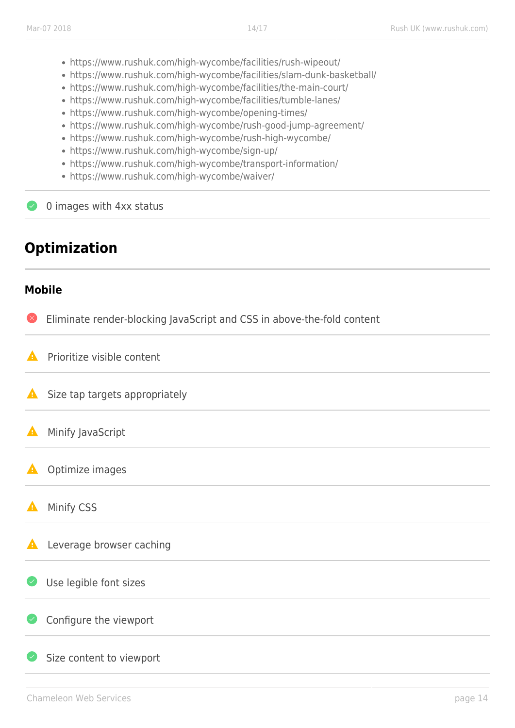- https://www.rushuk.com/high-wycombe/facilities/rush-wipeout/
- https://www.rushuk.com/high-wycombe/facilities/slam-dunk-basketball/
- https://www.rushuk.com/high-wycombe/facilities/the-main-court/
- https://www.rushuk.com/high-wycombe/facilities/tumble-lanes/
- https://www.rushuk.com/high-wycombe/opening-times/
- https://www.rushuk.com/high-wycombe/rush-good-jump-agreement/
- https://www.rushuk.com/high-wycombe/rush-high-wycombe/
- https://www.rushuk.com/high-wycombe/sign-up/
- https://www.rushuk.com/high-wycombe/transport-information/
- https://www.rushuk.com/high-wycombe/waiver/

0 images with 4xx status

## Optimization

### Mobile

Eliminate render-blocking JavaScript and CSS in above-the-fold content

Prioritize visible content

Size tap targets appropriately

Minify JavaScript

Optimize images

Minify CSS

Leverage browser caching

Use legible font sizes

Configure the viewport

Size content to viewport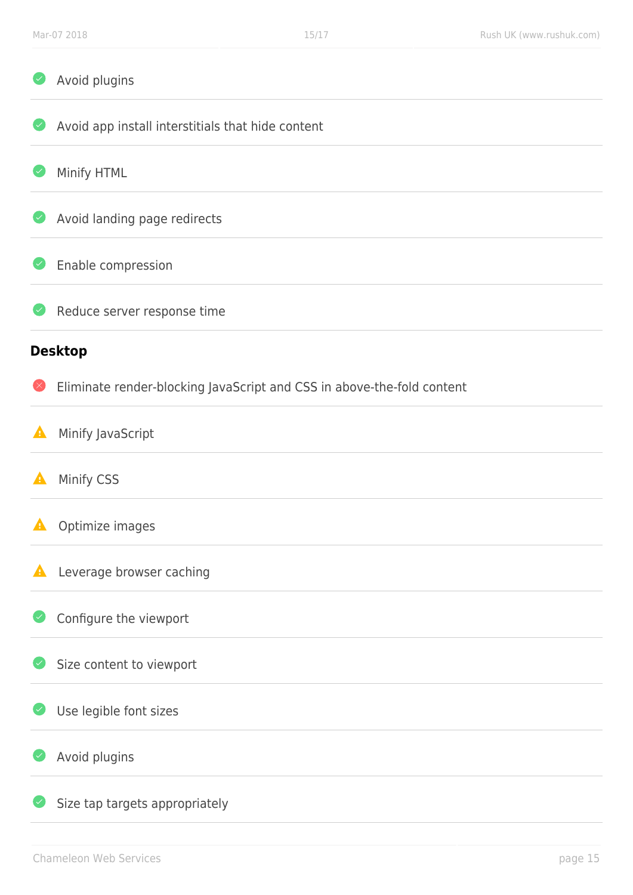- Avoid plugins
- Avoid app install interstitials that hide content
- Minify HTML
- Avoid landing page redirects
- Enable compression
- Reduce server response time

**Desktop**

- Eliminate render-blocking JavaScript and CSS in above-the-fold content
- Minify JavaScript
- Minify CSS
- Optimize images
- Leverage browser caching
- Configure the viewport
- Size content to viewport
- Use legible font sizes
- Avoid plugins
- Size tap targets appropriately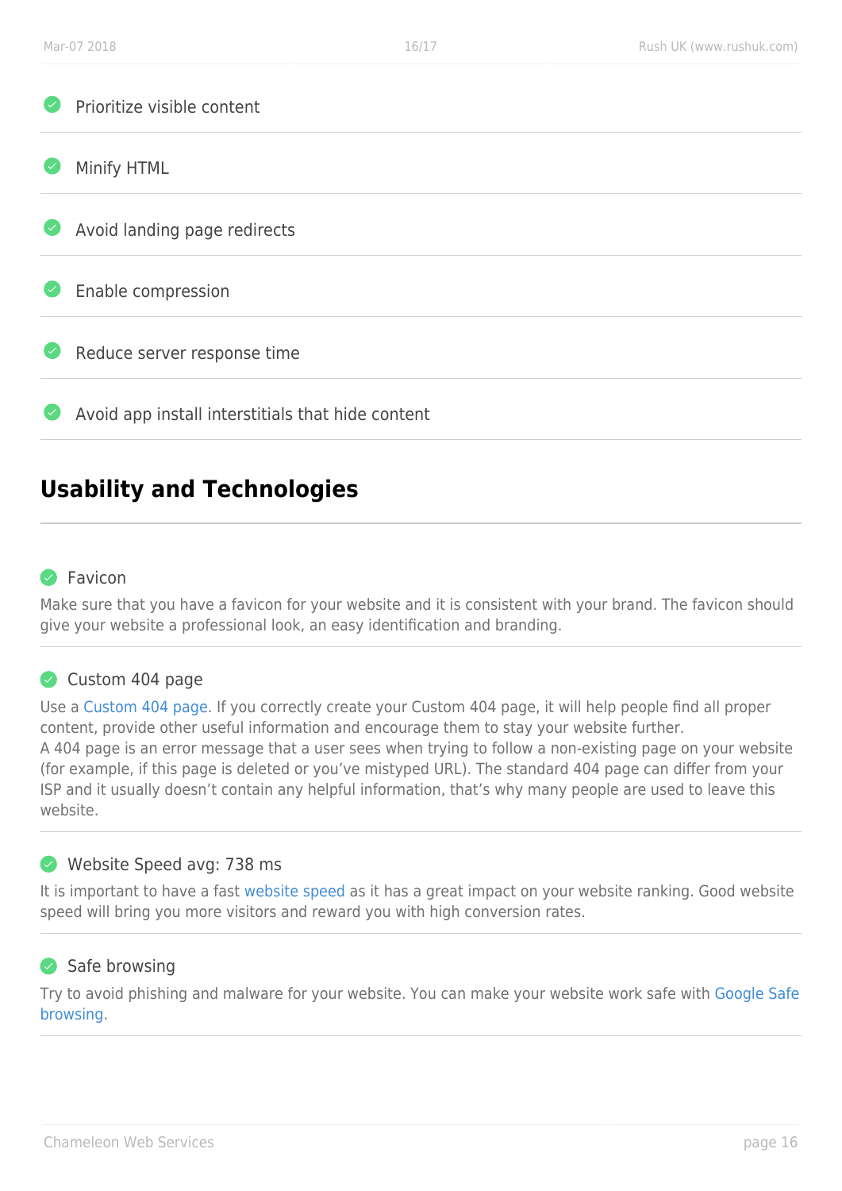- ✓ Prioritize visible content
- ✓ Minify HTML
- ✓ Avoid landing page redirects
- ✓ Enable compression
- ✓ Reduce server response time
- ✓ Avoid app install interstitials that hide content

## Usability and Technologies

### ✓ Favicon

Make sure that you have a favicon for your website and it is consistent with your brand. The favicon should give your website a professional look, an easy identification and branding.

### ✓ Custom 404 page

Use a Custom 404 page. If you correctly create your Custom 404 page, it will help people find all proper content, provide other useful information and encourage them to stay your website further.
A 404 page is an error message that a user sees when trying to follow a non-existing page on your website (for example, if this page is deleted or you've mistyped URL). The standard 404 page can differ from your ISP and it usually doesn't contain any helpful information, that's why many people are used to leave this website.

### ✓ Website Speed avg: 738 ms

It is important to have a fast website speed as it has a great impact on your website ranking. Good website speed will bring you more visitors and reward you with high conversion rates.

### ✓ Safe browsing

Try to avoid phishing and malware for your website. You can make your website work safe with Google Safe browsing.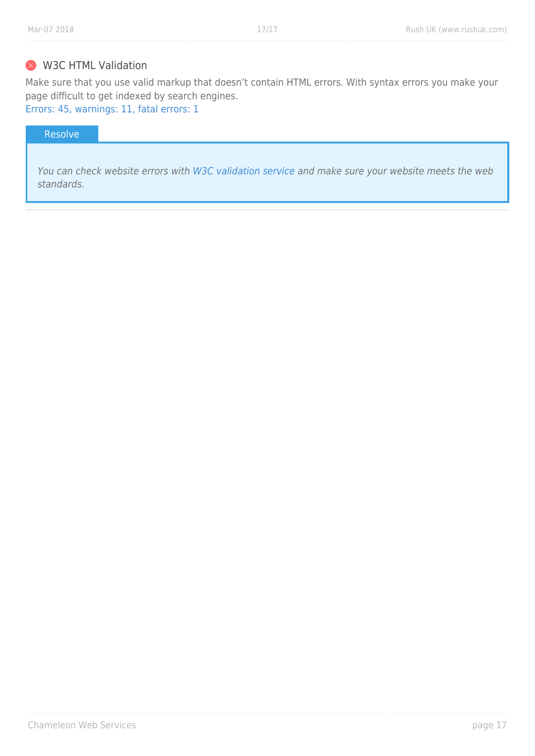## W3C HTML Validation

Make sure that you use valid markup that doesn't contain HTML errors. With syntax errors you make your page difficult to get indexed by search engines.

Errors: 45, warnings: 11, fatal errors: 1

**Resolve**

*You can check website errors with W3C validation service and make sure your website meets the web standards.*